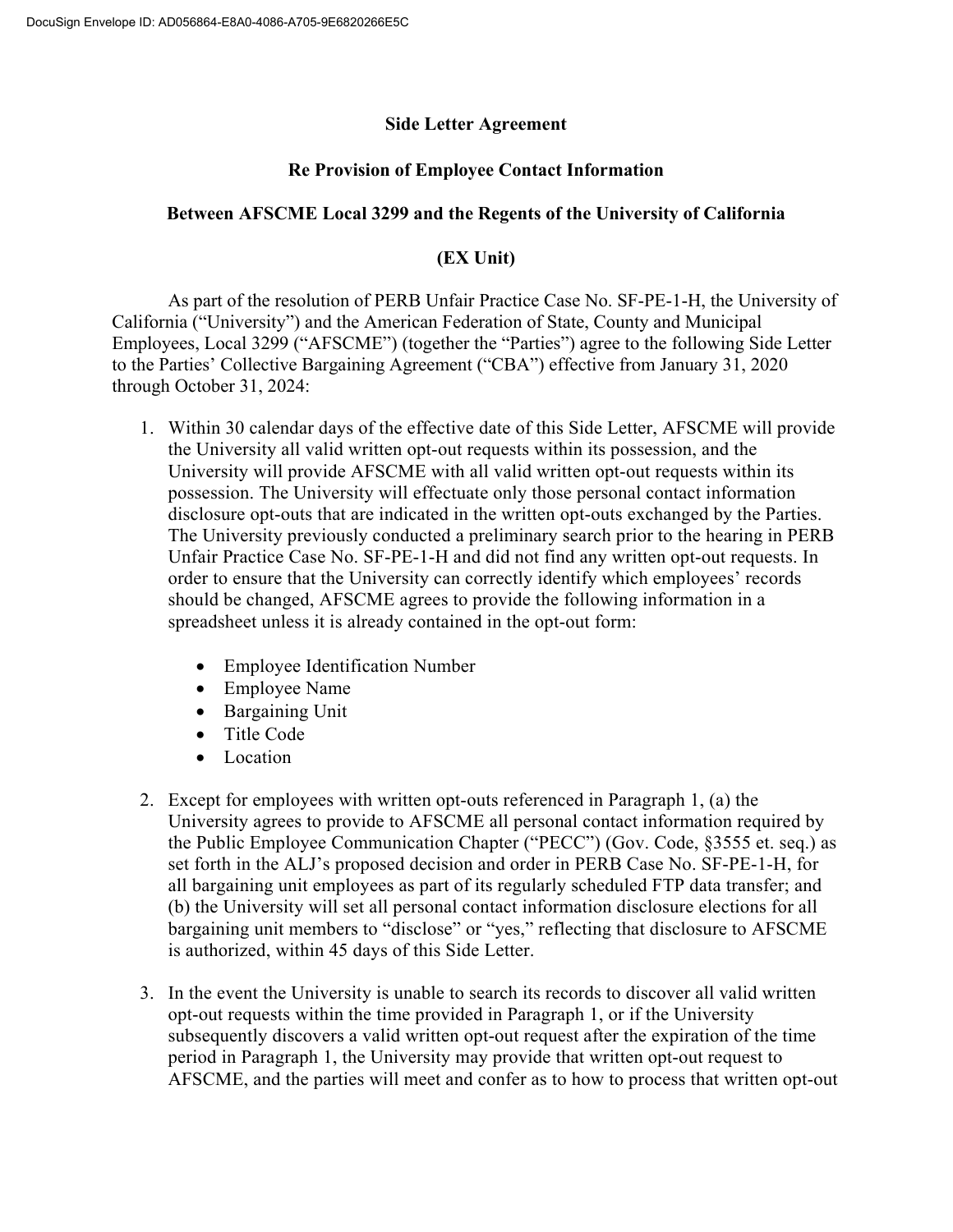# Side Letter Agreement

## Re Provision of Employee Contact Information

## Between AFSCME Local 3299 and the Regents of the University of California

## (EX Unit)

As part of the resolution of PERB Unfair Practice Case No. SF-PE-1-H, the University of California ("University") and the American Federation of State, County and Municipal Employees, Local 3299 ("AFSCME") (together the "Parties") agree to the following Side Letter to the Parties' Collective Bargaining Agreement ("CBA") effective from January 31, 2020 through October 31, 2024:

1. Within 30 calendar days of the effective date of this Side Letter, AFSCME will provide the University all valid written opt-out requests within its possession, and the University will provide AFSCME with all valid written opt-out requests within its possession. The University will effectuate only those personal contact information disclosure opt-outs that are indicated in the written opt-outs exchanged by the Parties. The University previously conducted a preliminary search prior to the hearing in PERB Unfair Practice Case No. SF-PE-1-H and did not find any written opt-out requests. In order to ensure that the University can correctly identify which employees' records should be changed, AFSCME agrees to provide the following information in a spreadsheet unless it is already contained in the opt-out form:
   - Employee Identification Number
   - Employee Name
   - Bargaining Unit
   - Title Code
   - Location

2. Except for employees with written opt-outs referenced in Paragraph 1, (a) the University agrees to provide to AFSCME all personal contact information required by the Public Employee Communication Chapter ("PECC") (Gov. Code, §3555 et. seq.) as set forth in the ALJ's proposed decision and order in PERB Case No. SF-PE-1-H, for all bargaining unit employees as part of its regularly scheduled FTP data transfer; and (b) the University will set all personal contact information disclosure elections for all bargaining unit members to "disclose" or "yes," reflecting that disclosure to AFSCME is authorized, within 45 days of this Side Letter.

3. In the event the University is unable to search its records to discover all valid written opt-out requests within the time provided in Paragraph 1, or if the University subsequently discovers a valid written opt-out request after the expiration of the time period in Paragraph 1, the University may provide that written opt-out request to AFSCME, and the parties will meet and confer as to how to process that written opt-out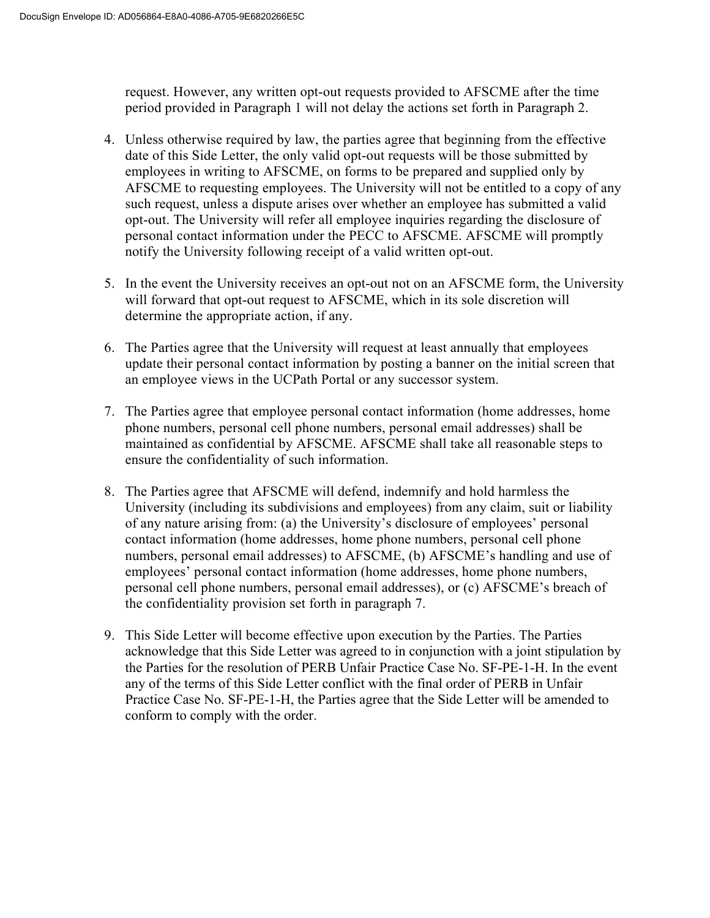request. However, any written opt-out requests provided to AFSCME after the time period provided in Paragraph 1 will not delay the actions set forth in Paragraph 2.

4. Unless otherwise required by law, the parties agree that beginning from the effective date of this Side Letter, the only valid opt-out requests will be those submitted by employees in writing to AFSCME, on forms to be prepared and supplied only by AFSCME to requesting employees. The University will not be entitled to a copy of any such request, unless a dispute arises over whether an employee has submitted a valid opt-out. The University will refer all employee inquiries regarding the disclosure of personal contact information under the PECC to AFSCME. AFSCME will promptly notify the University following receipt of a valid written opt-out.

5. In the event the University receives an opt-out not on an AFSCME form, the University will forward that opt-out request to AFSCME, which in its sole discretion will determine the appropriate action, if any.

6. The Parties agree that the University will request at least annually that employees update their personal contact information by posting a banner on the initial screen that an employee views in the UCPath Portal or any successor system.

7. The Parties agree that employee personal contact information (home addresses, home phone numbers, personal cell phone numbers, personal email addresses) shall be maintained as confidential by AFSCME. AFSCME shall take all reasonable steps to ensure the confidentiality of such information.

8. The Parties agree that AFSCME will defend, indemnify and hold harmless the University (including its subdivisions and employees) from any claim, suit or liability of any nature arising from: (a) the University's disclosure of employees' personal contact information (home addresses, home phone numbers, personal cell phone numbers, personal email addresses) to AFSCME, (b) AFSCME's handling and use of employees' personal contact information (home addresses, home phone numbers, personal cell phone numbers, personal email addresses), or (c) AFSCME's breach of the confidentiality provision set forth in paragraph 7.

9. This Side Letter will become effective upon execution by the Parties. The Parties acknowledge that this Side Letter was agreed to in conjunction with a joint stipulation by the Parties for the resolution of PERB Unfair Practice Case No. SF-PE-1-H. In the event any of the terms of this Side Letter conflict with the final order of PERB in Unfair Practice Case No. SF-PE-1-H, the Parties agree that the Side Letter will be amended to conform to comply with the order.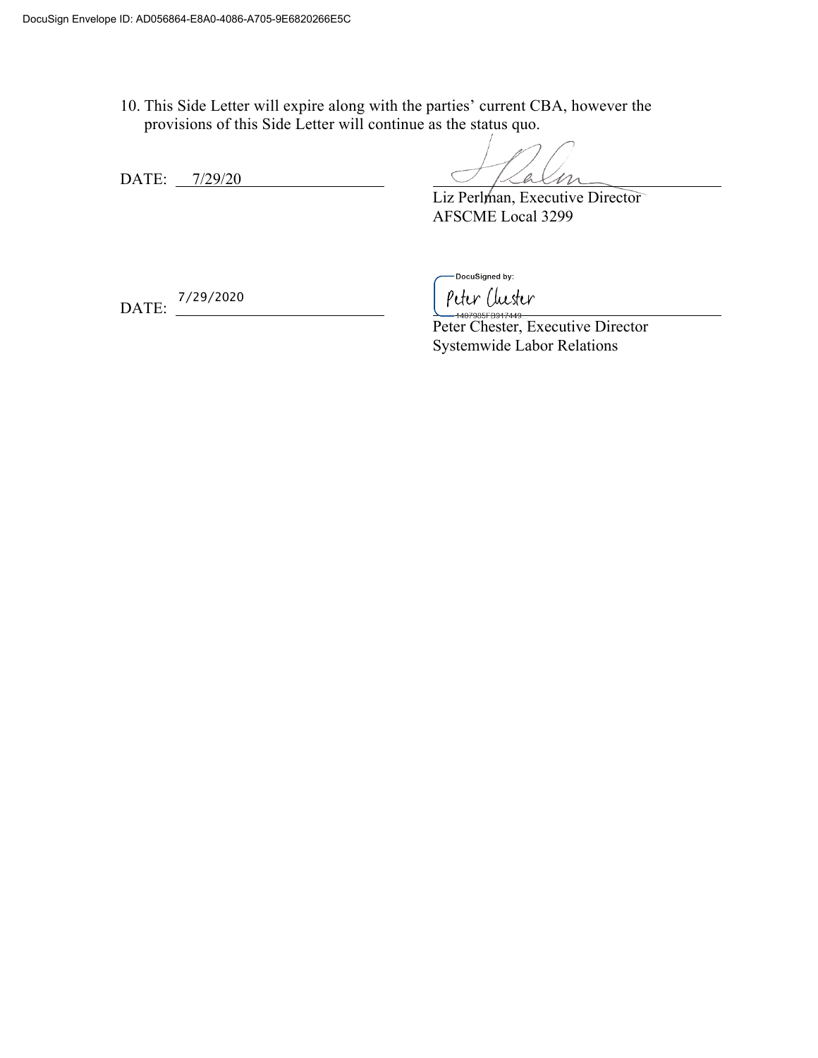10. This Side Letter will expire along with the parties' current CBA, however the provisions of this Side Letter will continue as the status quo.

DATE: 7/29/20

Liz Perlman, Executive Director
AFSCME Local 3299

DATE: 7/29/2020

DocuSigned by:
Peter Chester
1407985FB917449

Peter Chester, Executive Director
Systemwide Labor Relations